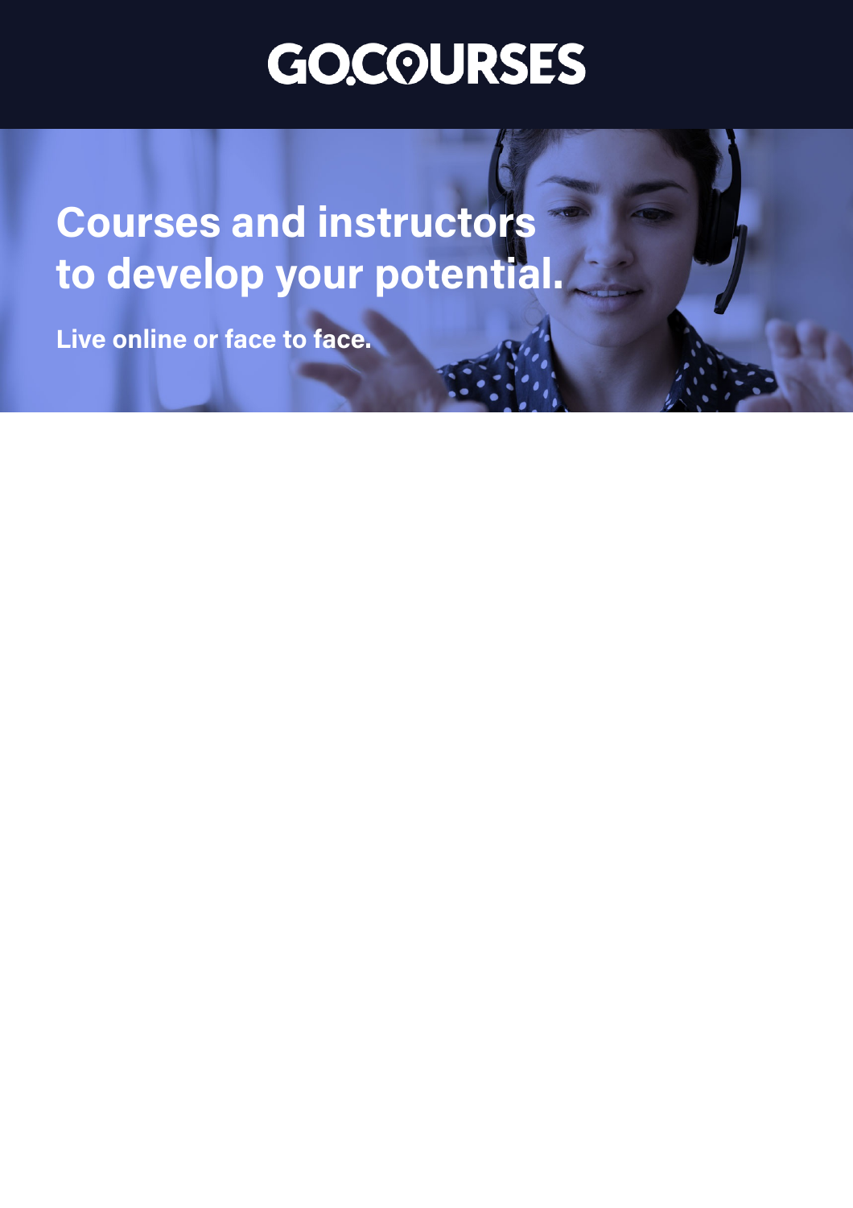# GO.COURSES

## Courses and instructors to develop your potential.

**Live online or face to face.**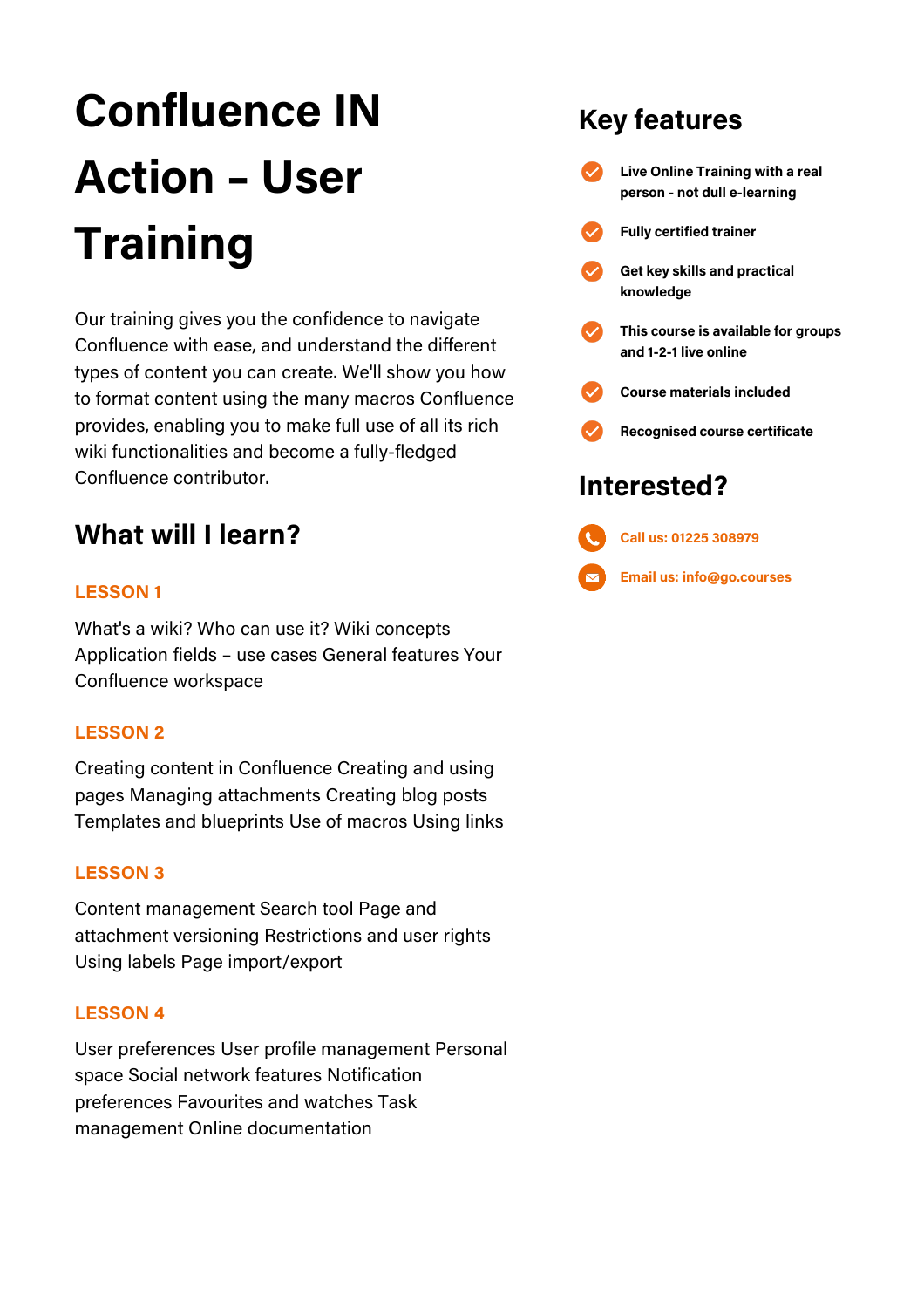# Confluence IN Action – User Training

Our training gives you the confidence to navigate Confluence with ease, and understand the different types of content you can create. We'll show you how to format content using the many macros Confluence provides, enabling you to make full use of all its rich wiki functionalities and become a fully-fledged Confluence contributor.

## What will I learn?

### LESSON 1

What's a wiki? Who can use it? Wiki concepts Application fields – use cases General features Your Confluence workspace

### LESSON 2

Creating content in Confluence Creating and using pages Managing attachments Creating blog posts Templates and blueprints Use of macros Using links

### LESSON 3

Content management Search tool Page and attachment versioning Restrictions and user rights Using labels Page import/export

### LESSON 4

User preferences User profile management Personal space Social network features Notification preferences Favourites and watches Task management Online documentation

## Key features

- **Live Online Training with a real person - not dull e-learning**
- **Fully certified trainer**
- **Get key skills and practical knowledge**
- **This course is available for groups and 1-2-1 live online**
- **Course materials included**
- **Recognised course certificate**

## Interested?

**Call us: 01225 308979**

**Email us: info@go.courses**